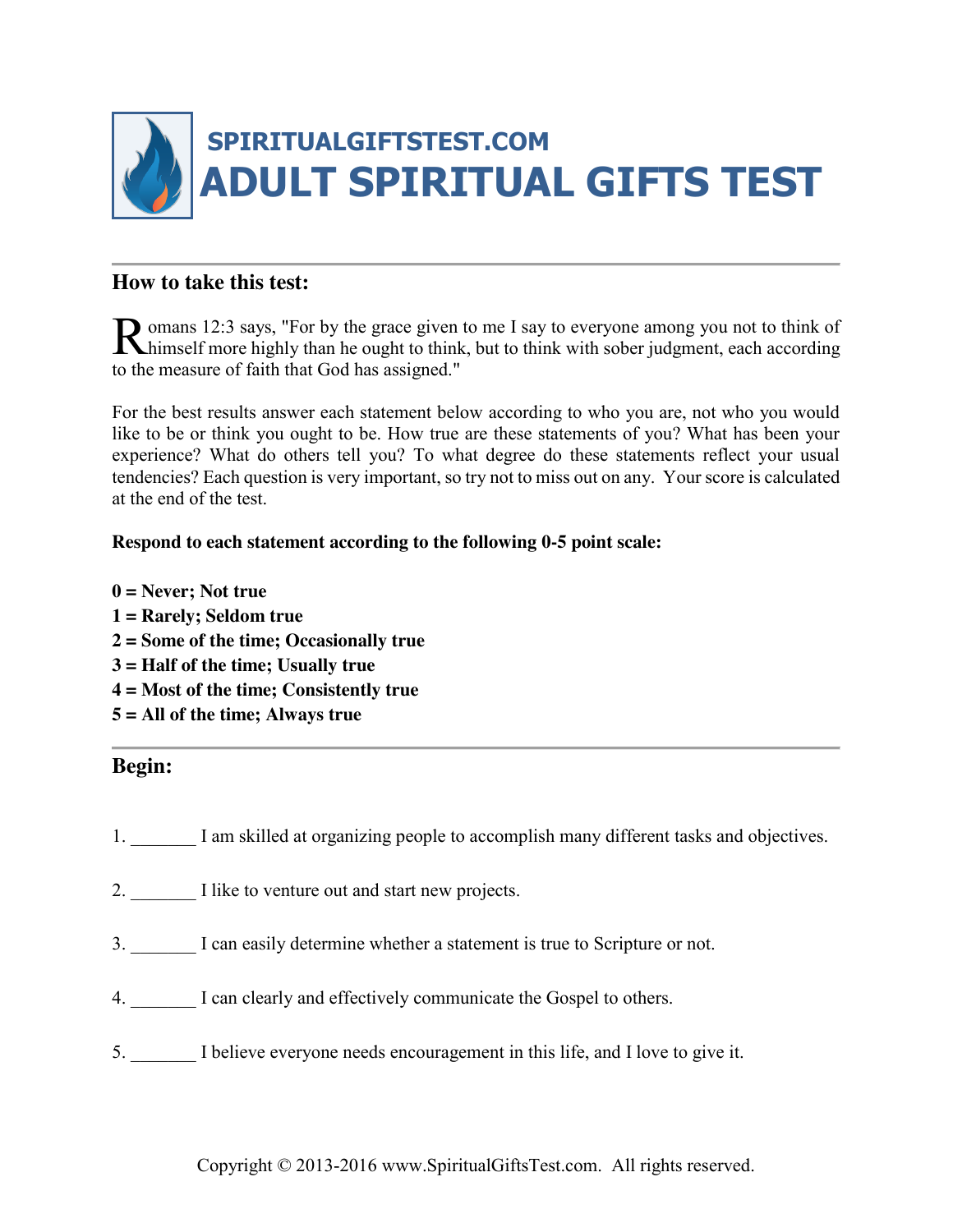# SPIRITUALGIFTSTEST.COM
# ADULT SPIRITUAL GIFTS TEST

## How to take this test:

Romans 12:3 says, "For by the grace given to me I say to everyone among you not to think of himself more highly than he ought to think, but to think with sober judgment, each according to the measure of faith that God has assigned."

For the best results answer each statement below according to who you are, not who you would like to be or think you ought to be. How true are these statements of you? What has been your experience? What do others tell you? To what degree do these statements reflect your usual tendencies? Each question is very important, so try not to miss out on any. Your score is calculated at the end of the test.

**Respond to each statement according to the following 0-5 point scale:**

**0 = Never; Not true**
**1 = Rarely; Seldom true**
**2 = Some of the time; Occasionally true**
**3 = Half of the time; Usually true**
**4 = Most of the time; Consistently true**
**5 = All of the time; Always true**

## Begin:

1. _______ I am skilled at organizing people to accomplish many different tasks and objectives.

2. _______ I like to venture out and start new projects.

3. _______ I can easily determine whether a statement is true to Scripture or not.

4. _______ I can clearly and effectively communicate the Gospel to others.

5. _______ I believe everyone needs encouragement in this life, and I love to give it.

Copyright © 2013-2016 www.SpiritualGiftsTest.com. All rights reserved.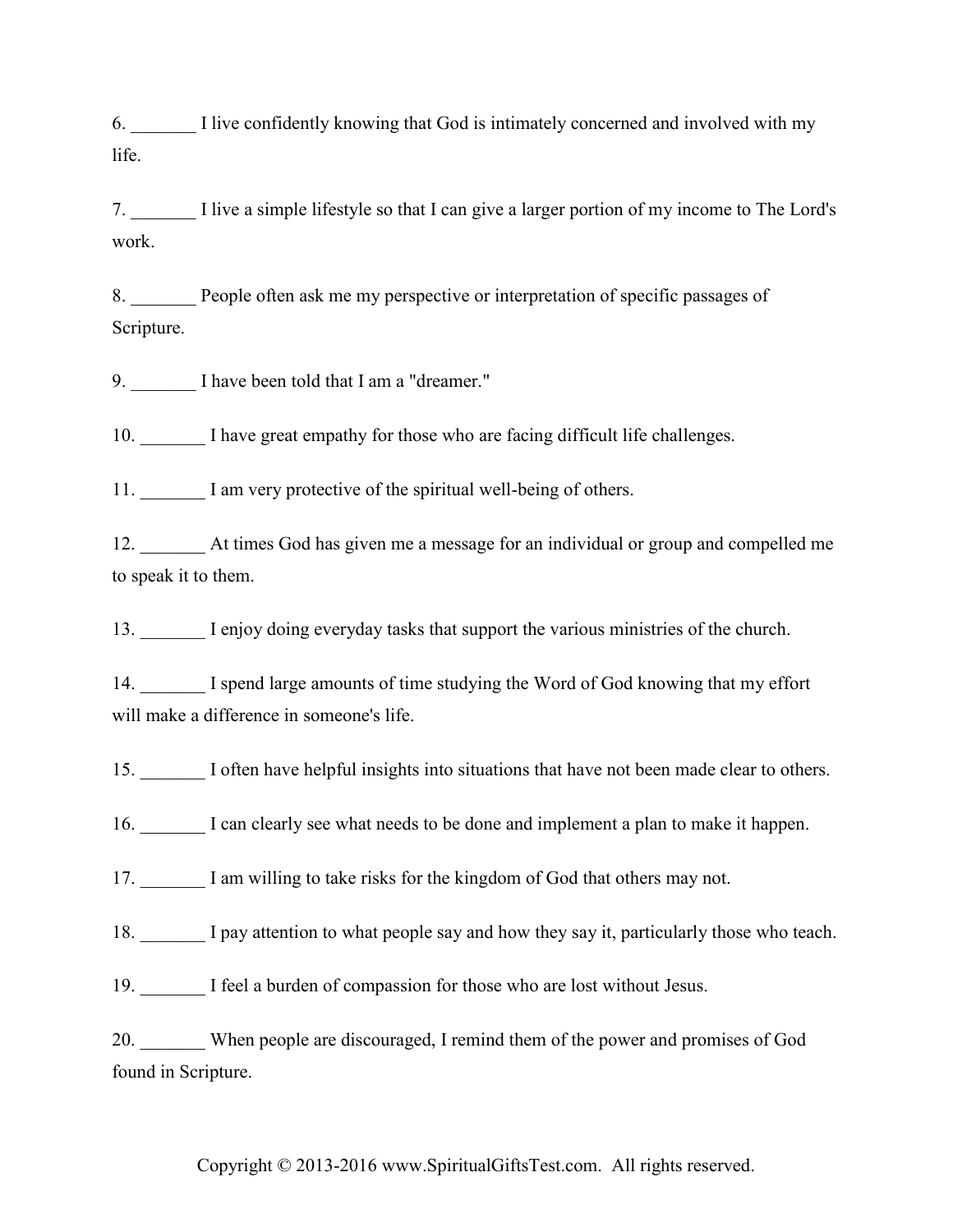6. _______ I live confidently knowing that God is intimately concerned and involved with my life.

7. _______ I live a simple lifestyle so that I can give a larger portion of my income to The Lord's work.

8. _______ People often ask me my perspective or interpretation of specific passages of Scripture.

9. _______ I have been told that I am a "dreamer."

10. _______ I have great empathy for those who are facing difficult life challenges.

11. _______ I am very protective of the spiritual well-being of others.

12. _______ At times God has given me a message for an individual or group and compelled me to speak it to them.

13. _______ I enjoy doing everyday tasks that support the various ministries of the church.

14. _______ I spend large amounts of time studying the Word of God knowing that my effort will make a difference in someone's life.

15. _______ I often have helpful insights into situations that have not been made clear to others.

16. _______ I can clearly see what needs to be done and implement a plan to make it happen.

17. _______ I am willing to take risks for the kingdom of God that others may not.

18. _______ I pay attention to what people say and how they say it, particularly those who teach.

19. _______ I feel a burden of compassion for those who are lost without Jesus.

20. _______ When people are discouraged, I remind them of the power and promises of God found in Scripture.

Copyright © 2013-2016 www.SpiritualGiftsTest.com. All rights reserved.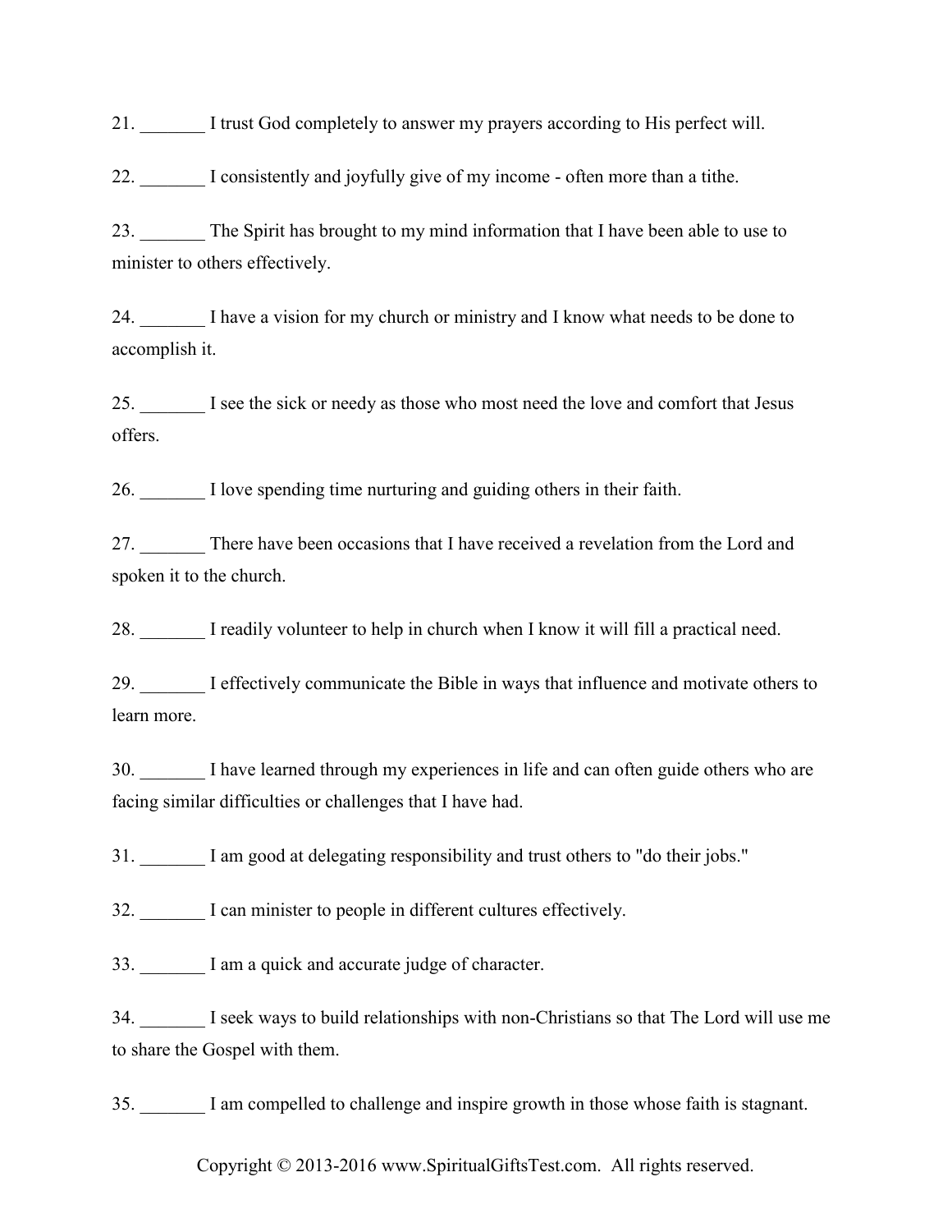21. _______ I trust God completely to answer my prayers according to His perfect will.

22. _______ I consistently and joyfully give of my income - often more than a tithe.

23. _______ The Spirit has brought to my mind information that I have been able to use to minister to others effectively.

24. _______ I have a vision for my church or ministry and I know what needs to be done to accomplish it.

25. _______ I see the sick or needy as those who most need the love and comfort that Jesus offers.

26. _______ I love spending time nurturing and guiding others in their faith.

27. _______ There have been occasions that I have received a revelation from the Lord and spoken it to the church.

28. _______ I readily volunteer to help in church when I know it will fill a practical need.

29. _______ I effectively communicate the Bible in ways that influence and motivate others to learn more.

30. _______ I have learned through my experiences in life and can often guide others who are facing similar difficulties or challenges that I have had.

31. _______ I am good at delegating responsibility and trust others to "do their jobs."

32. _______ I can minister to people in different cultures effectively.

33. _______ I am a quick and accurate judge of character.

34. _______ I seek ways to build relationships with non-Christians so that The Lord will use me to share the Gospel with them.

35. _______ I am compelled to challenge and inspire growth in those whose faith is stagnant.

Copyright © 2013-2016 www.SpiritualGiftsTest.com. All rights reserved.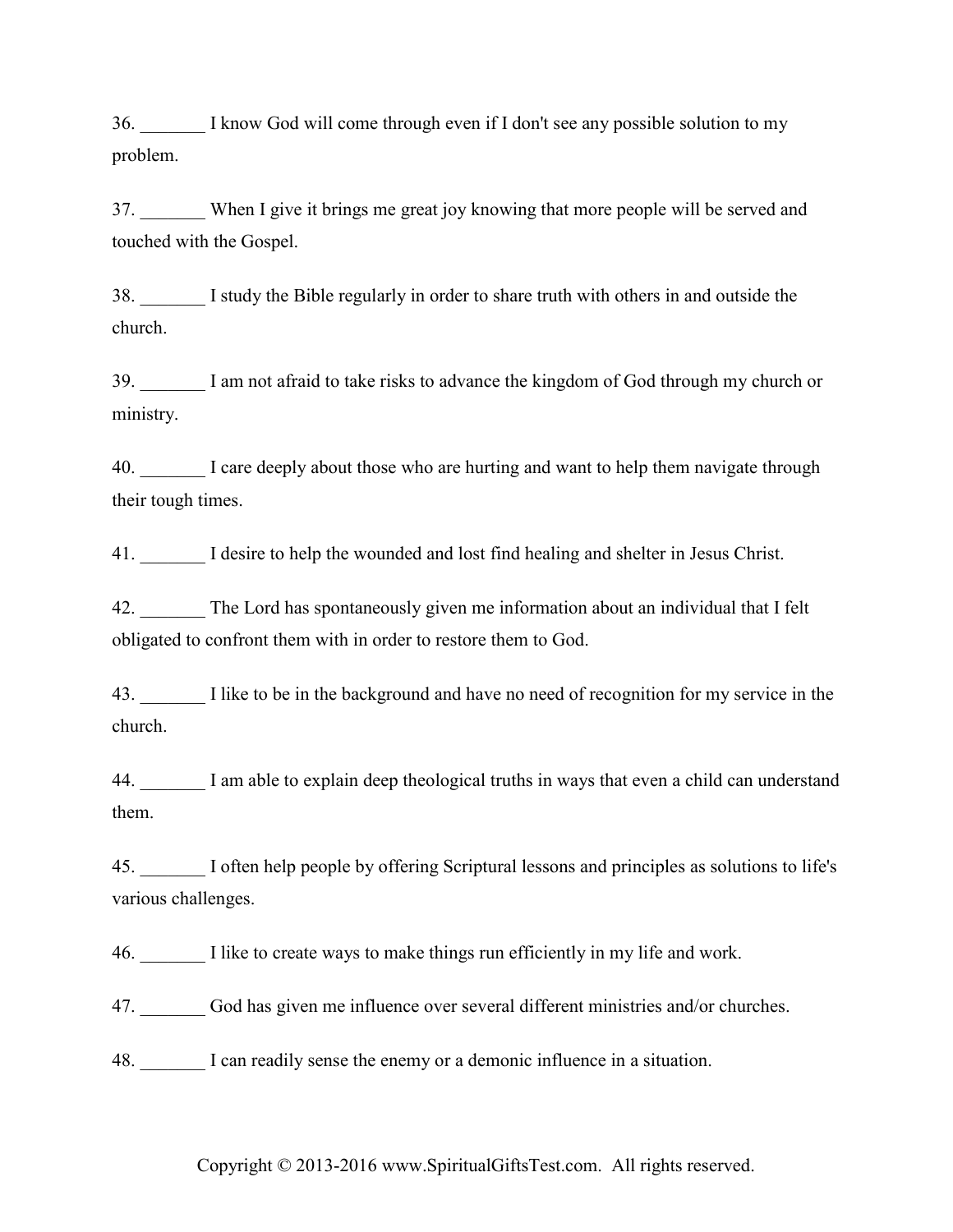36. _______ I know God will come through even if I don't see any possible solution to my problem.

37. _______ When I give it brings me great joy knowing that more people will be served and touched with the Gospel.

38. _______ I study the Bible regularly in order to share truth with others in and outside the church.

39. _______ I am not afraid to take risks to advance the kingdom of God through my church or ministry.

40. _______ I care deeply about those who are hurting and want to help them navigate through their tough times.

41. _______ I desire to help the wounded and lost find healing and shelter in Jesus Christ.

42. _______ The Lord has spontaneously given me information about an individual that I felt obligated to confront them with in order to restore them to God.

43. _______ I like to be in the background and have no need of recognition for my service in the church.

44. _______ I am able to explain deep theological truths in ways that even a child can understand them.

45. _______ I often help people by offering Scriptural lessons and principles as solutions to life's various challenges.

46. _______ I like to create ways to make things run efficiently in my life and work.

47. _______ God has given me influence over several different ministries and/or churches.

48. _______ I can readily sense the enemy or a demonic influence in a situation.

Copyright © 2013-2016 www.SpiritualGiftsTest.com. All rights reserved.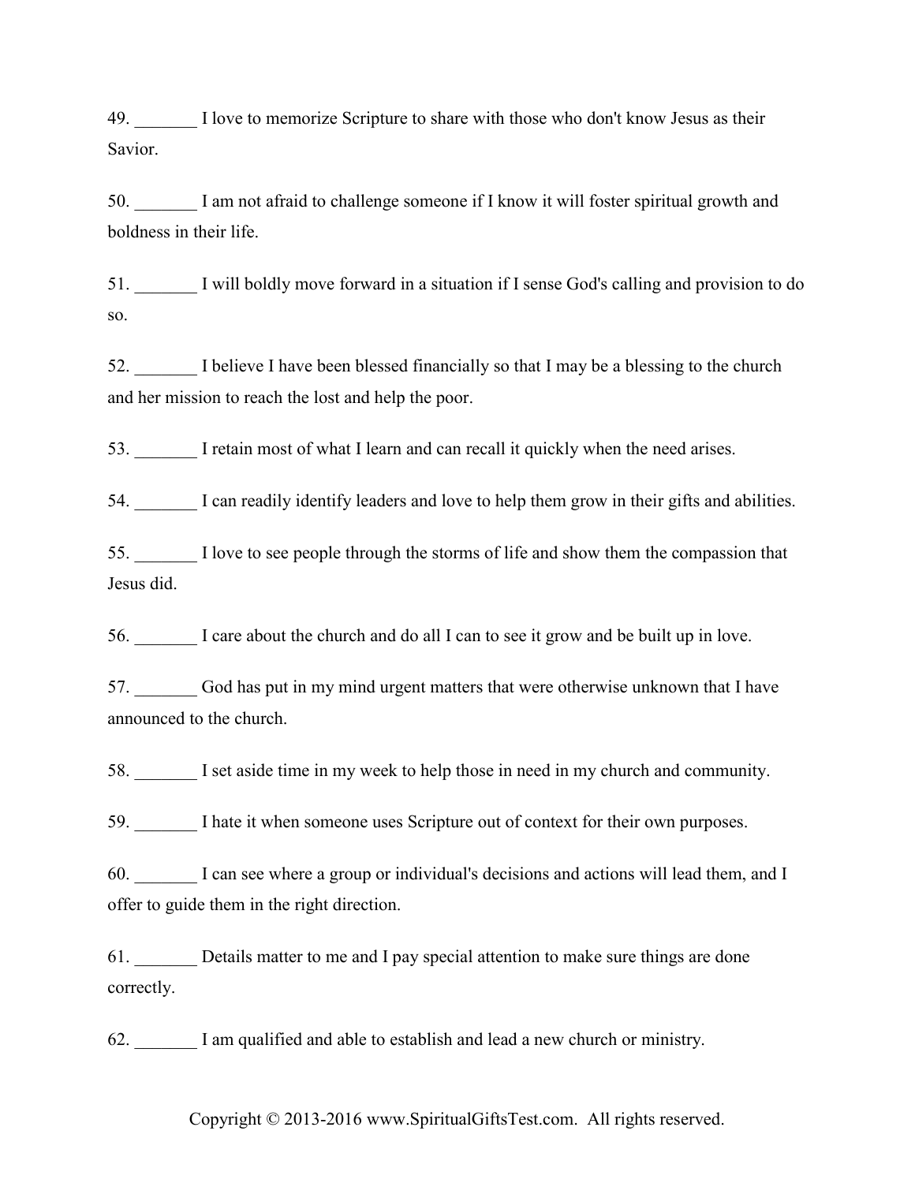49. _______ I love to memorize Scripture to share with those who don't know Jesus as their Savior.

50. _______ I am not afraid to challenge someone if I know it will foster spiritual growth and boldness in their life.

51. _______ I will boldly move forward in a situation if I sense God's calling and provision to do so.

52. _______ I believe I have been blessed financially so that I may be a blessing to the church and her mission to reach the lost and help the poor.

53. _______ I retain most of what I learn and can recall it quickly when the need arises.

54. _______ I can readily identify leaders and love to help them grow in their gifts and abilities.

55. _______ I love to see people through the storms of life and show them the compassion that Jesus did.

56. _______ I care about the church and do all I can to see it grow and be built up in love.

57. _______ God has put in my mind urgent matters that were otherwise unknown that I have announced to the church.

58. _______ I set aside time in my week to help those in need in my church and community.

59. _______ I hate it when someone uses Scripture out of context for their own purposes.

60. _______ I can see where a group or individual's decisions and actions will lead them, and I offer to guide them in the right direction.

61. _______ Details matter to me and I pay special attention to make sure things are done correctly.

62. _______ I am qualified and able to establish and lead a new church or ministry.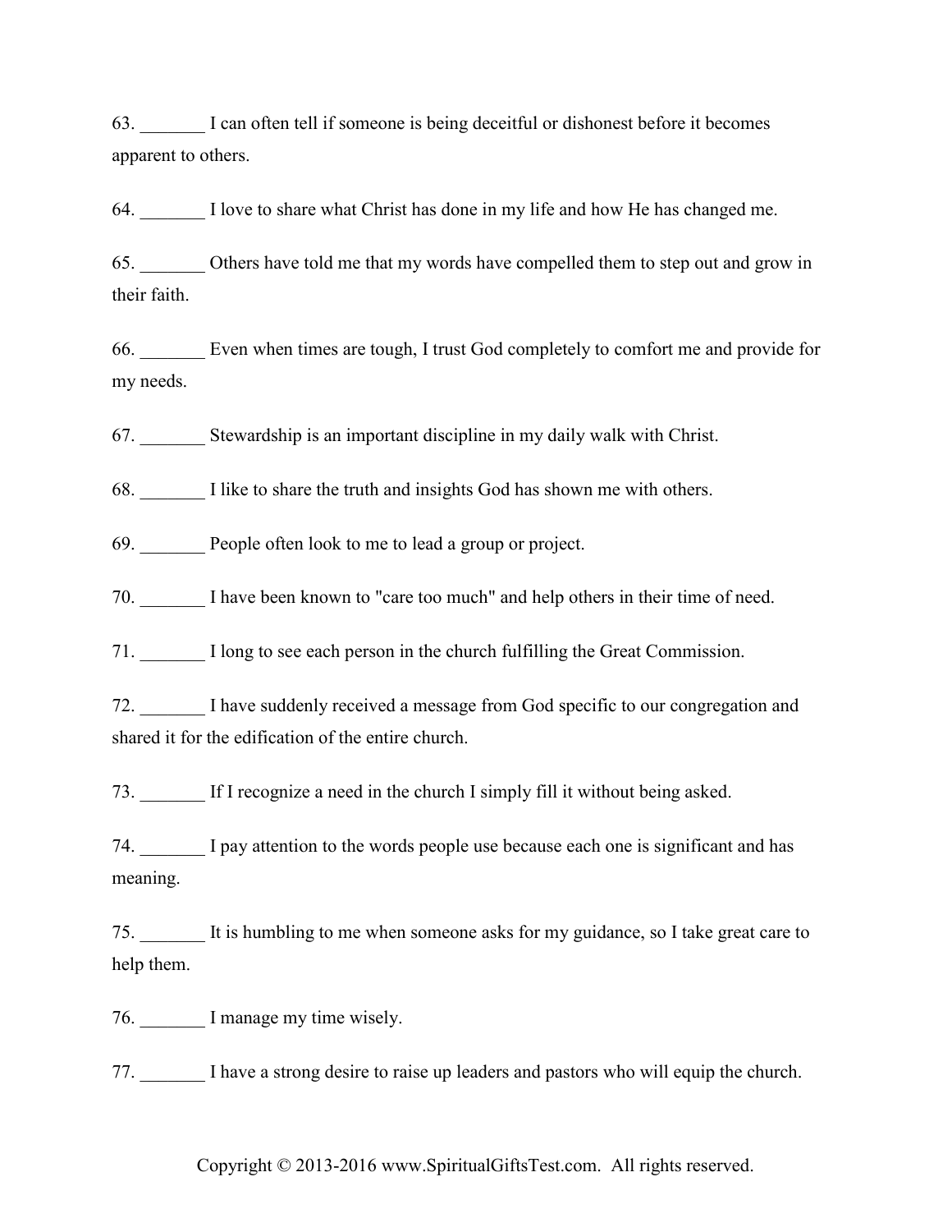63. _______ I can often tell if someone is being deceitful or dishonest before it becomes apparent to others.

64. _______ I love to share what Christ has done in my life and how He has changed me.

65. _______ Others have told me that my words have compelled them to step out and grow in their faith.

66. _______ Even when times are tough, I trust God completely to comfort me and provide for my needs.

67. _______ Stewardship is an important discipline in my daily walk with Christ.

68. _______ I like to share the truth and insights God has shown me with others.

69. _______ People often look to me to lead a group or project.

70. _______ I have been known to "care too much" and help others in their time of need.

71. _______ I long to see each person in the church fulfilling the Great Commission.

72. _______ I have suddenly received a message from God specific to our congregation and shared it for the edification of the entire church.

73. _______ If I recognize a need in the church I simply fill it without being asked.

74. _______ I pay attention to the words people use because each one is significant and has meaning.

75. _______ It is humbling to me when someone asks for my guidance, so I take great care to help them.

76. _______ I manage my time wisely.

77. _______ I have a strong desire to raise up leaders and pastors who will equip the church.

Copyright © 2013-2016 www.SpiritualGiftsTest.com. All rights reserved.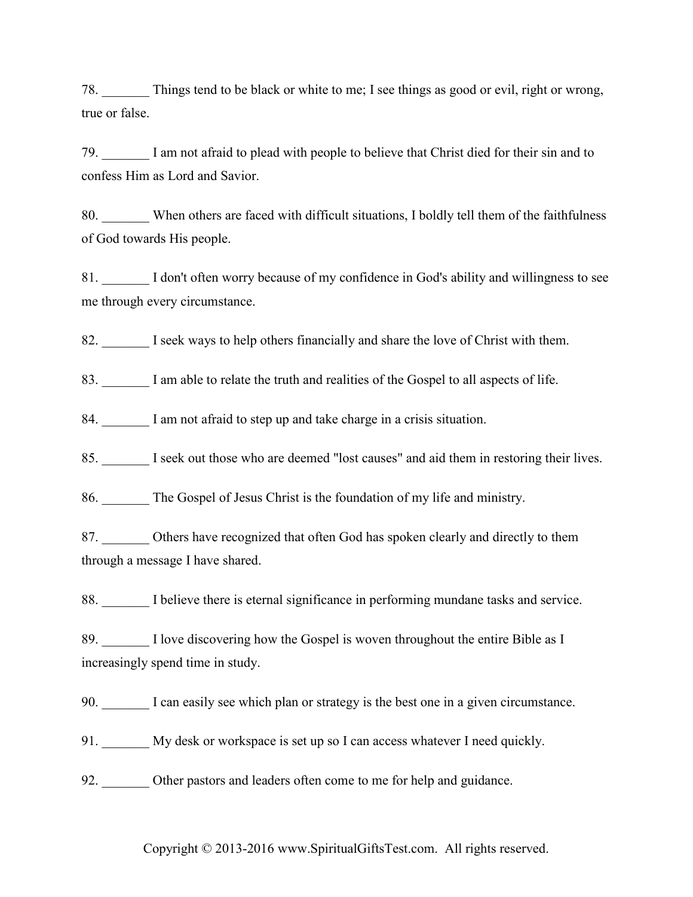78. _______ Things tend to be black or white to me; I see things as good or evil, right or wrong, true or false.

79. _______ I am not afraid to plead with people to believe that Christ died for their sin and to confess Him as Lord and Savior.

80. _______ When others are faced with difficult situations, I boldly tell them of the faithfulness of God towards His people.

81. _______ I don't often worry because of my confidence in God's ability and willingness to see me through every circumstance.

82. _______ I seek ways to help others financially and share the love of Christ with them.

83. _______ I am able to relate the truth and realities of the Gospel to all aspects of life.

84. _______ I am not afraid to step up and take charge in a crisis situation.

85. _______ I seek out those who are deemed "lost causes" and aid them in restoring their lives.

86. _______ The Gospel of Jesus Christ is the foundation of my life and ministry.

87. _______ Others have recognized that often God has spoken clearly and directly to them through a message I have shared.

88. _______ I believe there is eternal significance in performing mundane tasks and service.

89. _______ I love discovering how the Gospel is woven throughout the entire Bible as I increasingly spend time in study.

90. _______ I can easily see which plan or strategy is the best one in a given circumstance.

91. _______ My desk or workspace is set up so I can access whatever I need quickly.

92. _______ Other pastors and leaders often come to me for help and guidance.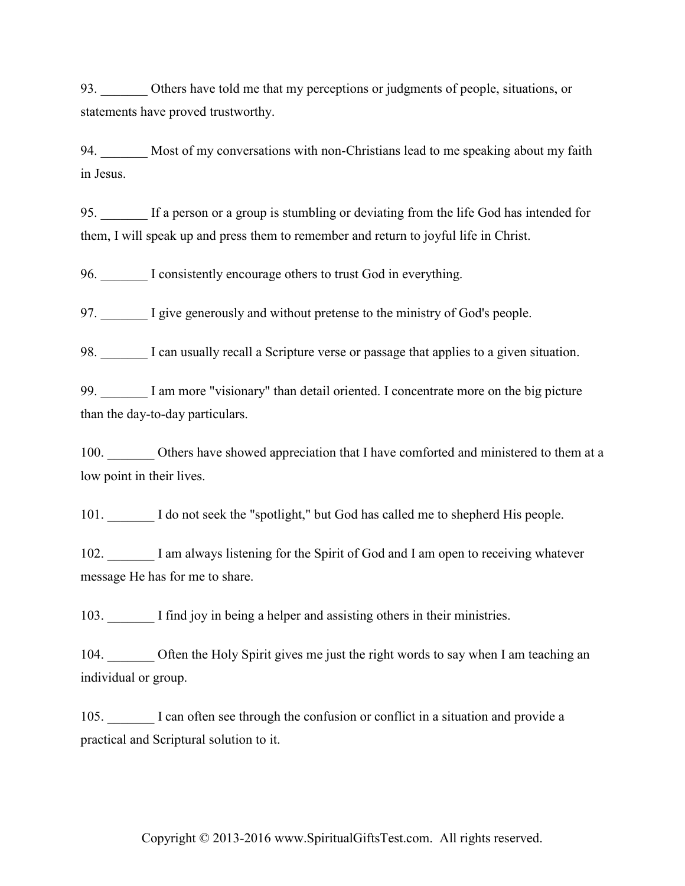93. _______ Others have told me that my perceptions or judgments of people, situations, or statements have proved trustworthy.

94. _______ Most of my conversations with non-Christians lead to me speaking about my faith in Jesus.

95. _______ If a person or a group is stumbling or deviating from the life God has intended for them, I will speak up and press them to remember and return to joyful life in Christ.

96. _______ I consistently encourage others to trust God in everything.

97. _______ I give generously and without pretense to the ministry of God's people.

98. _______ I can usually recall a Scripture verse or passage that applies to a given situation.

99. _______ I am more "visionary" than detail oriented. I concentrate more on the big picture than the day-to-day particulars.

100. _______ Others have showed appreciation that I have comforted and ministered to them at a low point in their lives.

101. _______ I do not seek the "spotlight," but God has called me to shepherd His people.

102. _______ I am always listening for the Spirit of God and I am open to receiving whatever message He has for me to share.

103. _______ I find joy in being a helper and assisting others in their ministries.

104. _______ Often the Holy Spirit gives me just the right words to say when I am teaching an individual or group.

105. _______ I can often see through the confusion or conflict in a situation and provide a practical and Scriptural solution to it.

Copyright © 2013-2016 www.SpiritualGiftsTest.com. All rights reserved.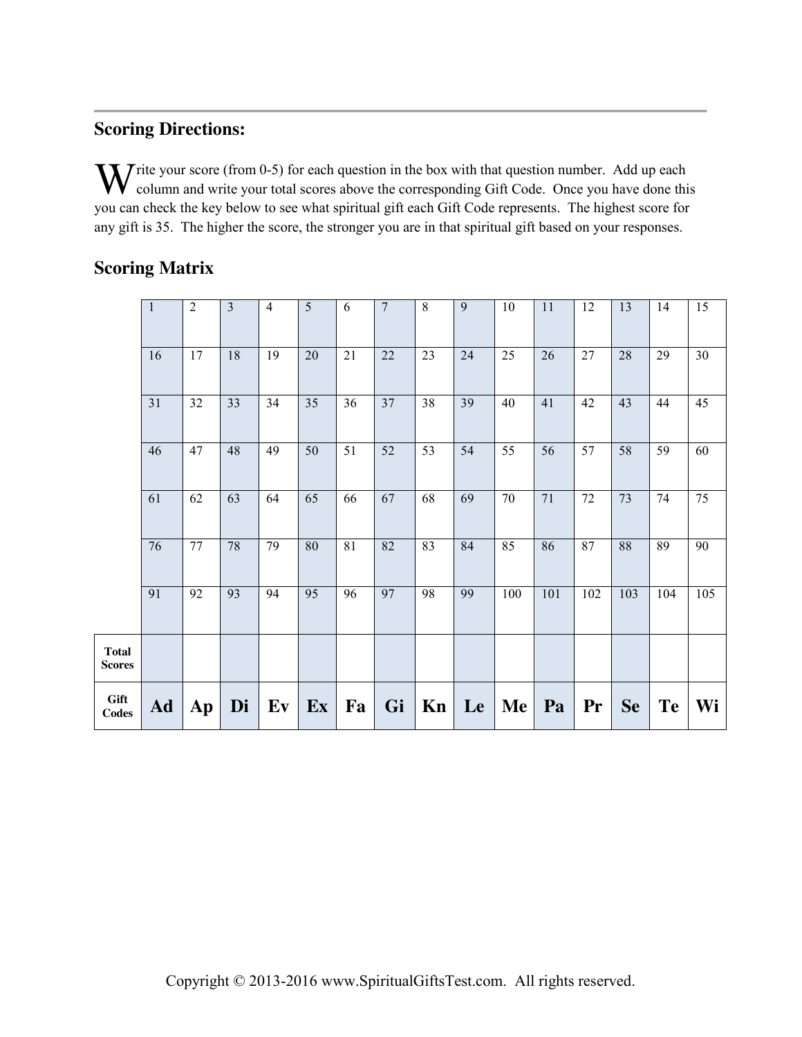## Scoring Directions:

Write your score (from 0-5) for each question in the box with that question number. Add up each column and write your total scores above the corresponding Gift Code. Once you have done this you can check the key below to see what spiritual gift each Gift Code represents. The highest score for any gift is 35. The higher the score, the stronger you are in that spiritual gift based on your responses.

## Scoring Matrix

| | | | | | | | | | | | | | | | |
|---|---|---|---|---|---|---|---|---|---|---|---|---|---|---|---|
| | 1 | 2 | 3 | 4 | 5 | 6 | 7 | 8 | 9 | 10 | 11 | 12 | 13 | 14 | 15 |
| | 16 | 17 | 18 | 19 | 20 | 21 | 22 | 23 | 24 | 25 | 26 | 27 | 28 | 29 | 30 |
| | 31 | 32 | 33 | 34 | 35 | 36 | 37 | 38 | 39 | 40 | 41 | 42 | 43 | 44 | 45 |
| | 46 | 47 | 48 | 49 | 50 | 51 | 52 | 53 | 54 | 55 | 56 | 57 | 58 | 59 | 60 |
| | 61 | 62 | 63 | 64 | 65 | 66 | 67 | 68 | 69 | 70 | 71 | 72 | 73 | 74 | 75 |
| | 76 | 77 | 78 | 79 | 80 | 81 | 82 | 83 | 84 | 85 | 86 | 87 | 88 | 89 | 90 |
| | 91 | 92 | 93 | 94 | 95 | 96 | 97 | 98 | 99 | 100 | 101 | 102 | 103 | 104 | 105 |
| **Total Scores** | | | | | | | | | | | | | | | |
| **Gift Codes** | **Ad** | **Ap** | **Di** | **Ev** | **Ex** | **Fa** | **Gi** | **Kn** | **Le** | **Me** | **Pa** | **Pr** | **Se** | **Te** | **Wi** |

Copyright © 2013-2016 www.SpiritualGiftsTest.com. All rights reserved.